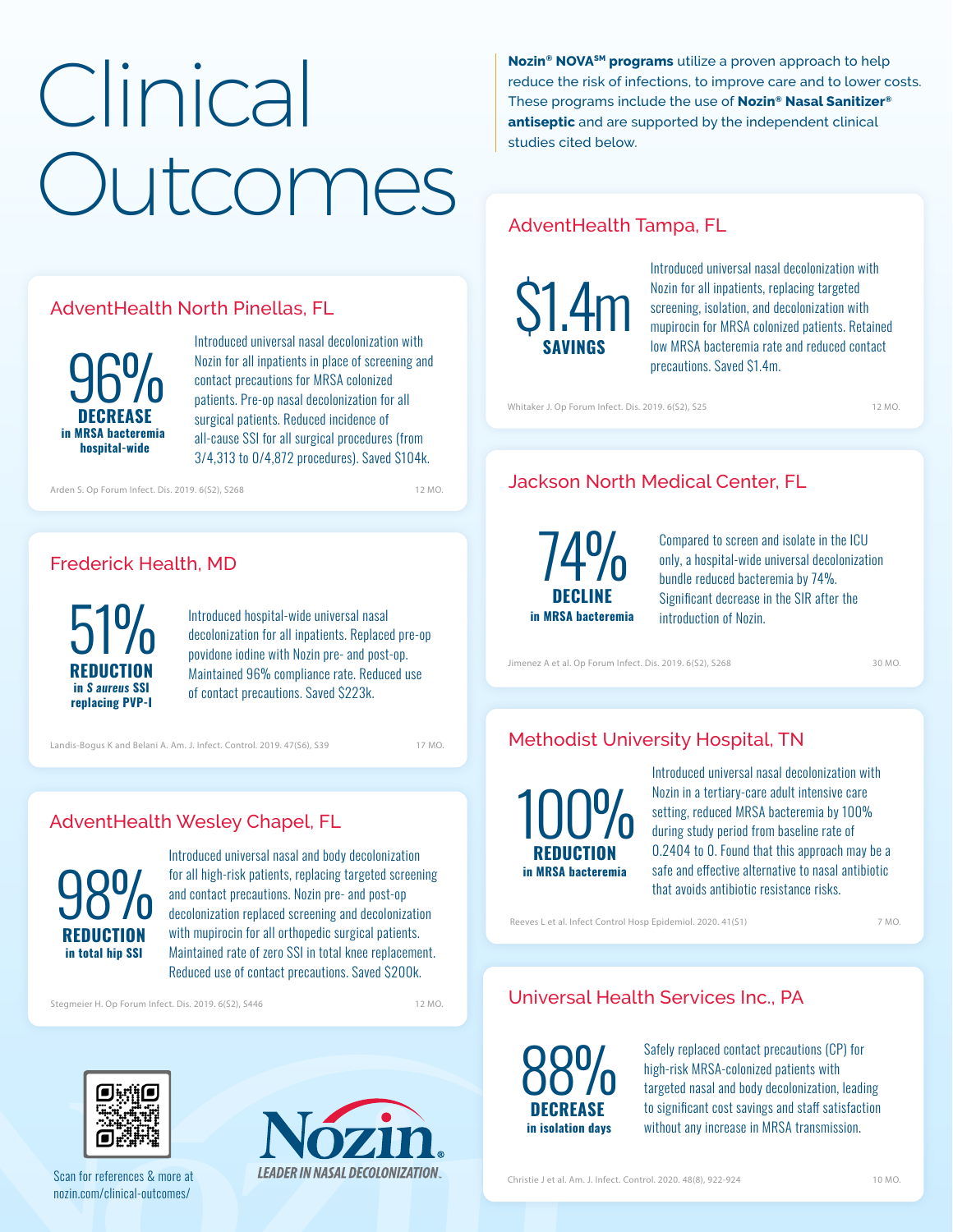# Clinical Outcomes

**Nozin® NOVA℠ programs** utilize a proven approach to help reduce the risk of infections, to improve care and to lower costs. These programs include the use of **Nozin® Nasal Sanitizer® antiseptic** and are supported by the independent clinical studies cited below.

## AdventHealth North Pinellas, FL

**96% DECREASE in MRSA bacteremia hospital-wide**

Introduced universal nasal decolonization with Nozin for all inpatients in place of screening and contact precautions for MRSA colonized patients. Pre-op nasal decolonization for all surgical patients. Reduced incidence of all-cause SSI for all surgical procedures (from 3/4,313 to 0/4,872 procedures). Saved $104k.

Arden S. Op Forum Infect. Dis. 2019. 6(S2), S268 — 12 MO.

## Frederick Health, MD

**51% REDUCTION in *S aureus* SSI replacing PVP-I**

Introduced hospital-wide universal nasal decolonization for all inpatients. Replaced pre-op povidone iodine with Nozin pre- and post-op. Maintained 96% compliance rate. Reduced use of contact precautions. Saved $223k.

Landis-Bogus K and Belani A. Am. J. Infect. Control. 2019. 47(S6), S39 — 17 MO.

## AdventHealth Wesley Chapel, FL

**98% REDUCTION in total hip SSI**

Introduced universal nasal and body decolonization for all high-risk patients, replacing targeted screening and contact precautions. Nozin pre- and post-op decolonization replaced screening and decolonization with mupirocin for all orthopedic surgical patients. Maintained rate of zero SSI in total knee replacement. Reduced use of contact precautions. Saved $200k.

Stegmeier H. Op Forum Infect. Dis. 2019. 6(S2), S446 — 12 MO.

## AdventHealth Tampa, FL

**$1.4m SAVINGS**

Introduced universal nasal decolonization with Nozin for all inpatients, replacing targeted screening, isolation, and decolonization with mupirocin for MRSA colonized patients. Retained low MRSA bacteremia rate and reduced contact precautions. Saved $1.4m.

Whitaker J. Op Forum Infect. Dis. 2019. 6(S2), S25 — 12 MO.

## Jackson North Medical Center, FL

**74% DECLINE in MRSA bacteremia**

Compared to screen and isolate in the ICU only, a hospital-wide universal decolonization bundle reduced bacteremia by 74%. Significant decrease in the SIR after the introduction of Nozin.

Jimenez A et al. Op Forum Infect. Dis. 2019. 6(S2), S268 — 30 MO.

## Methodist University Hospital, TN

**100% REDUCTION in MRSA bacteremia**

Introduced universal nasal decolonization with Nozin in a tertiary-care adult intensive care setting, reduced MRSA bacteremia by 100% during study period from baseline rate of 0.2404 to 0. Found that this approach may be a safe and effective alternative to nasal antibiotic that avoids antibiotic resistance risks.

Reeves L et al. Infect Control Hosp Epidemiol. 2020. 41(S1) — 7 MO.

## Universal Health Services Inc., PA

**88% DECREASE in isolation days**

Safely replaced contact precautions (CP) for high-risk MRSA-colonized patients with targeted nasal and body decolonization, leading to significant cost savings and staff satisfaction without any increase in MRSA transmission.

Christie J et al. Am. J. Infect. Control. 2020. 48(8), 922-924 — 10 MO.

Scan for references & more at nozin.com/clinical-outcomes/

**Nozin®** LEADER IN NASAL DECOLONIZATION.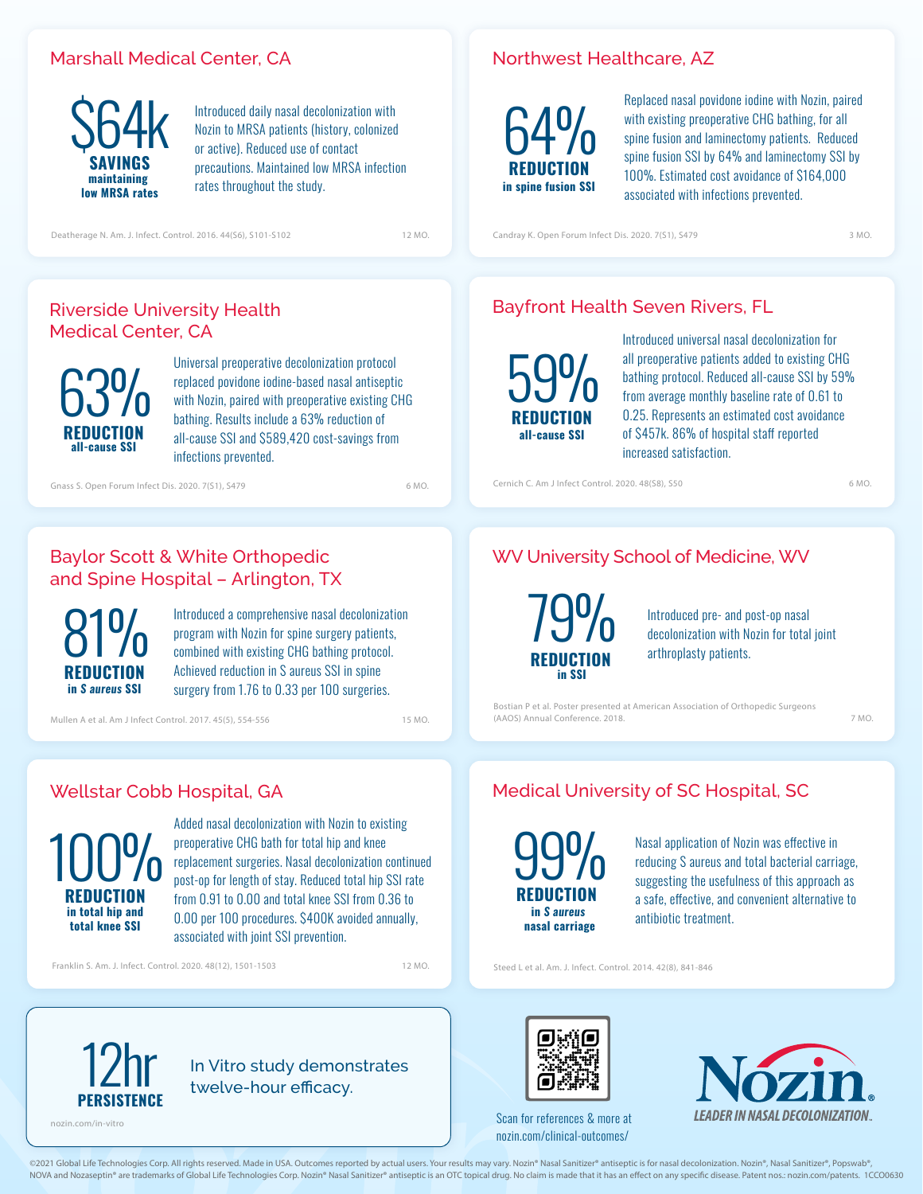## Marshall Medical Center, CA

**$64k**
**SAVINGS**
**maintaining low MRSA rates**

Introduced daily nasal decolonization with Nozin to MRSA patients (history, colonized or active). Reduced use of contact precautions. Maintained low MRSA infection rates throughout the study.

Deatherage N. Am. J. Infect. Control. 2016. 44(S6), S101-S102 — 12 MO.

## Northwest Healthcare, AZ

**64%**
**REDUCTION**
**in spine fusion SSI**

Replaced nasal povidone iodine with Nozin, paired with existing preoperative CHG bathing, for all spine fusion and laminectomy patients. Reduced spine fusion SSI by 64% and laminectomy SSI by 100%. Estimated cost avoidance of $164,000 associated with infections prevented.

Candray K. Open Forum Infect Dis. 2020. 7(S1), S479 — 3 MO.

## Riverside University Health Medical Center, CA

**63%**
**REDUCTION**
**all-cause SSI**

Universal preoperative decolonization protocol replaced povidone iodine-based nasal antiseptic with Nozin, paired with preoperative existing CHG bathing. Results include a 63% reduction of all-cause SSI and $589,420 cost-savings from infections prevented.

Gnass S. Open Forum Infect Dis. 2020. 7(S1), S479 — 6 MO.

## Bayfront Health Seven Rivers, FL

**59%**
**REDUCTION**
**all-cause SSI**

Introduced universal nasal decolonization for all preoperative patients added to existing CHG bathing protocol. Reduced all-cause SSI by 59% from average monthly baseline rate of 0.61 to 0.25. Represents an estimated cost avoidance of $457k. 86% of hospital staff reported increased satisfaction.

Cernich C. Am J Infect Control. 2020. 48(S8), S50 — 6 MO.

## Baylor Scott & White Orthopedic and Spine Hospital – Arlington, TX

**81%**
**REDUCTION**
**in *S aureus* SSI**

Introduced a comprehensive nasal decolonization program with Nozin for spine surgery patients, combined with existing CHG bathing protocol. Achieved reduction in S aureus SSI in spine surgery from 1.76 to 0.33 per 100 surgeries.

Mullen A et al. Am J Infect Control. 2017. 45(5), 554-556 — 15 MO.

## WV University School of Medicine, WV

**79%**
**REDUCTION**
**in SSI**

Introduced pre- and post-op nasal decolonization with Nozin for total joint arthroplasty patients.

Bostian P et al. Poster presented at American Association of Orthopedic Surgeons (AAOS) Annual Conference. 2018. — 7 MO.

## Wellstar Cobb Hospital, GA

**100%**
**REDUCTION**
**in total hip and total knee SSI**

Added nasal decolonization with Nozin to existing preoperative CHG bath for total hip and knee replacement surgeries. Nasal decolonization continued post-op for length of stay. Reduced total hip SSI rate from 0.91 to 0.00 and total knee SSI from 0.36 to 0.00 per 100 procedures. $400K avoided annually, associated with joint SSI prevention.

Franklin S. Am. J. Infect. Control. 2020. 48(12), 1501-1503 — 12 MO.

## Medical University of SC Hospital, SC

**99%**
**REDUCTION**
**in *S aureus* nasal carriage**

Nasal application of Nozin was effective in reducing S aureus and total bacterial carriage, suggesting the usefulness of this approach as a safe, effective, and convenient alternative to antibiotic treatment.

Steed L et al. Am. J. Infect. Control. 2014. 42(8), 841-846

---

**12hr**
**PERSISTENCE**

In Vitro study demonstrates twelve-hour efficacy.

nozin.com/in-vitro

Scan for references & more at nozin.com/clinical-outcomes/

**Nozin®**
**LEADER IN NASAL DECOLONIZATION.**

©2021 Global Life Technologies Corp. All rights reserved. Made in USA. Outcomes reported by actual users. Your results may vary. Nozin® Nasal Sanitizer® antiseptic is for nasal decolonization. Nozin®, Nasal Sanitizer®, Popswab®, NOVA and Nozaseptin® are trademarks of Global Life Technologies Corp. Nozin® Nasal Sanitizer® antiseptic is an OTC topical drug. No claim is made that it has an effect on any specific disease. Patent nos.: nozin.com/patents. 1CCO0630